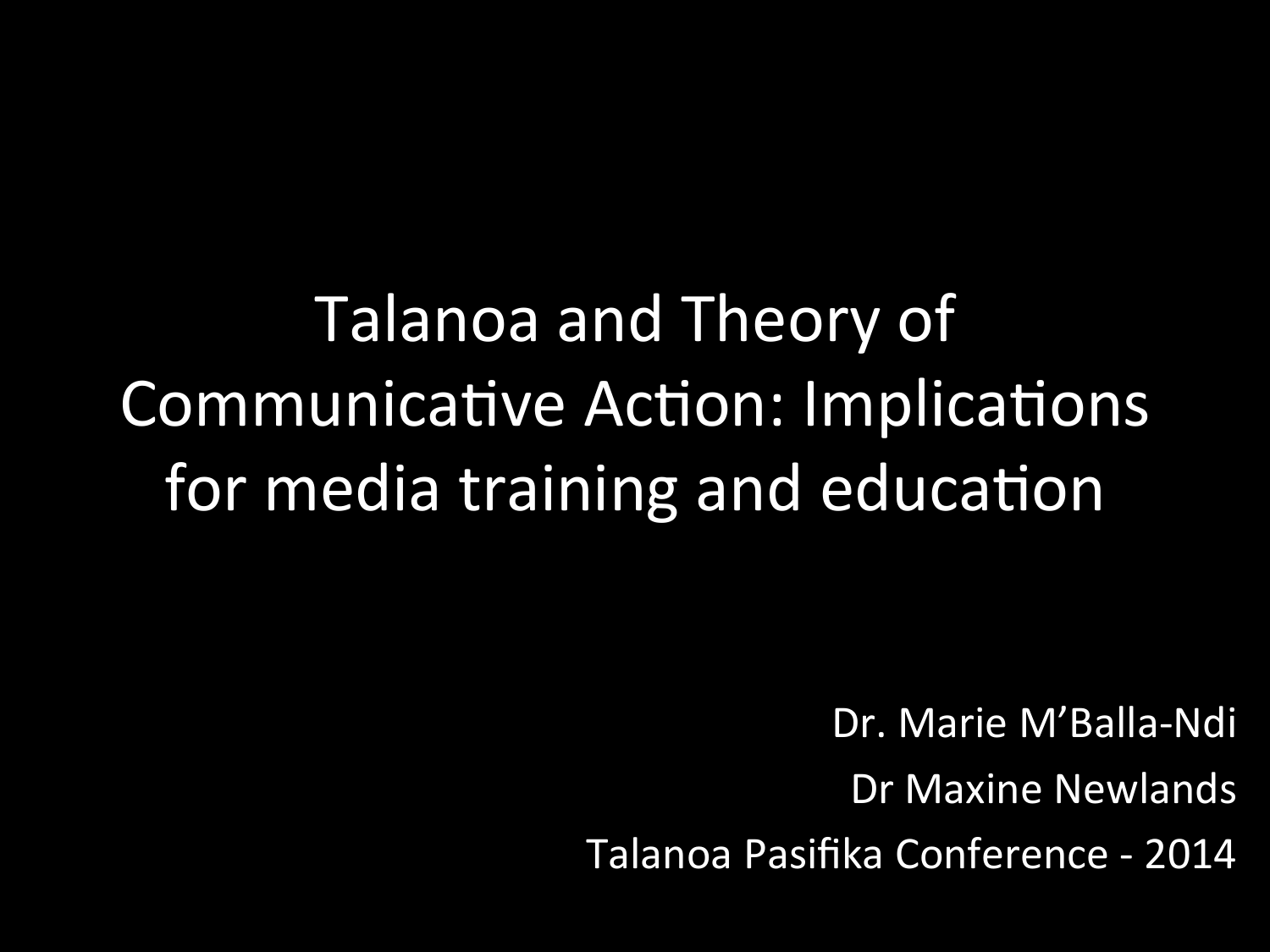# Talanoa and Theory of Communicative Action: Implications for media training and education

Dr. Marie M'Balla-Ndi

Dr Maxine Newlands

Talanoa Pasifika Conference - 2014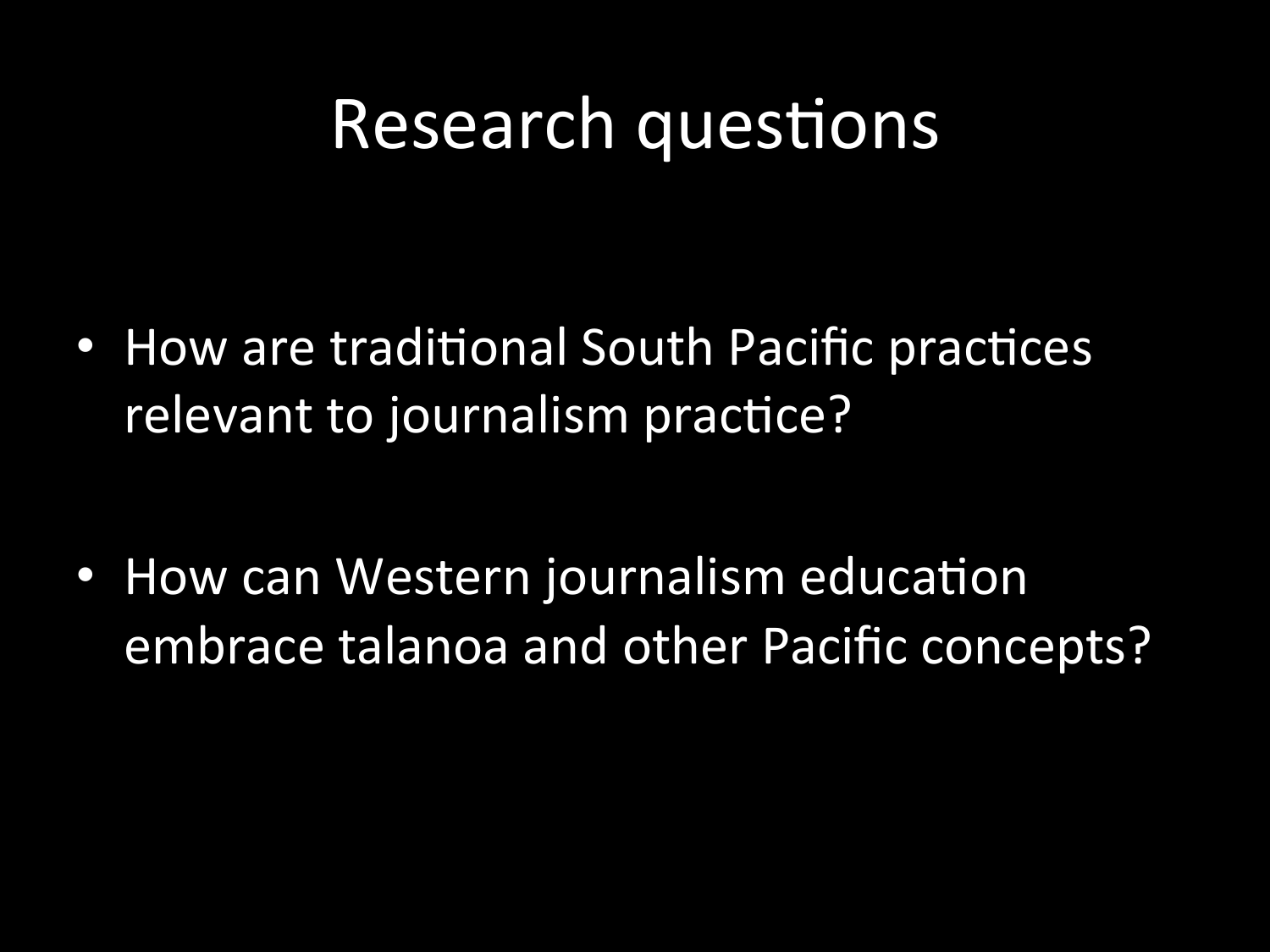# Research questions

- How are traditional South Pacific practices relevant to journalism practice?
- How can Western journalism education embrace talanoa and other Pacific concepts?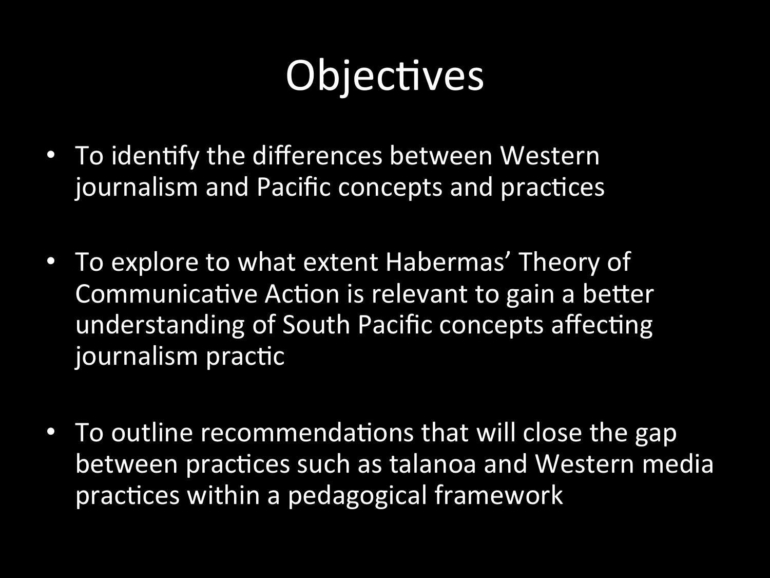# Objectives

- To identify the differences between Western journalism and Pacific concepts and practices
- To explore to what extent Habermas' Theory of Communicative Action is relevant to gain a better understanding of South Pacific concepts affecting journalism practic
- To outline recommendations that will close the gap between practices such as talanoa and Western media practices within a pedagogical framework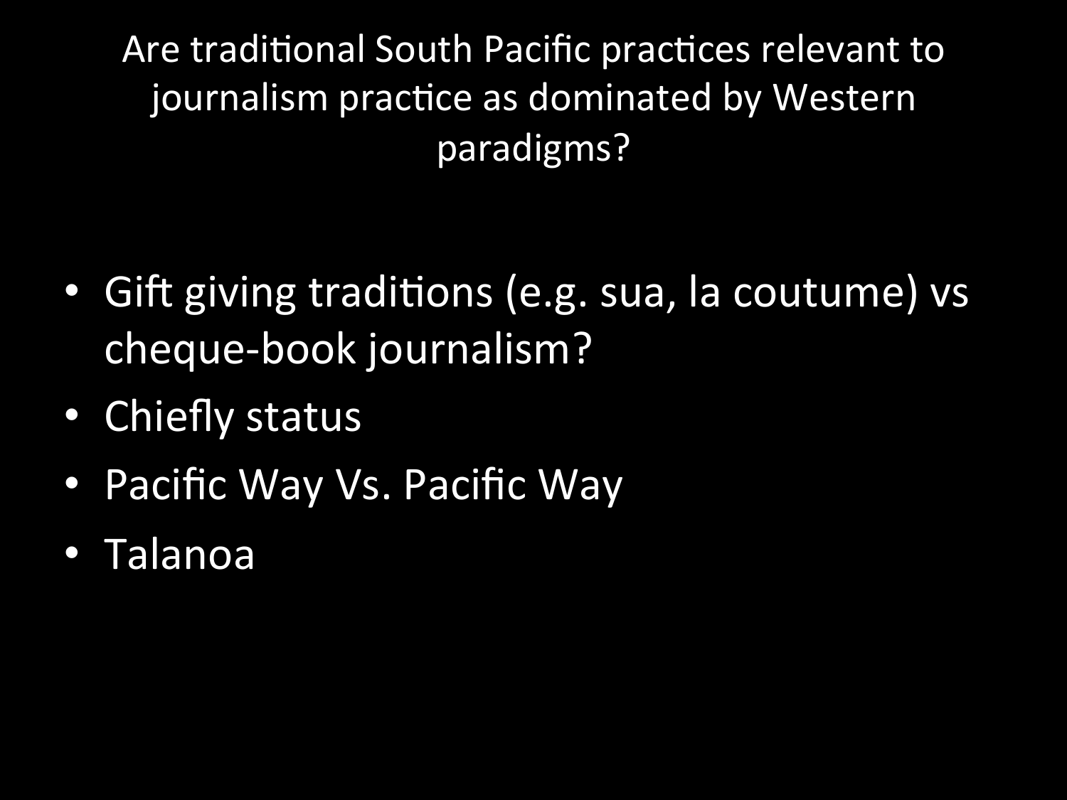# Are traditional South Pacific practices relevant to journalism practice as dominated by Western paradigms?

- Gift giving traditions (e.g. sua, la coutume) vs cheque-book journalism?
- Chiefly status
- Pacific Way Vs. Pacific Way
- Talanoa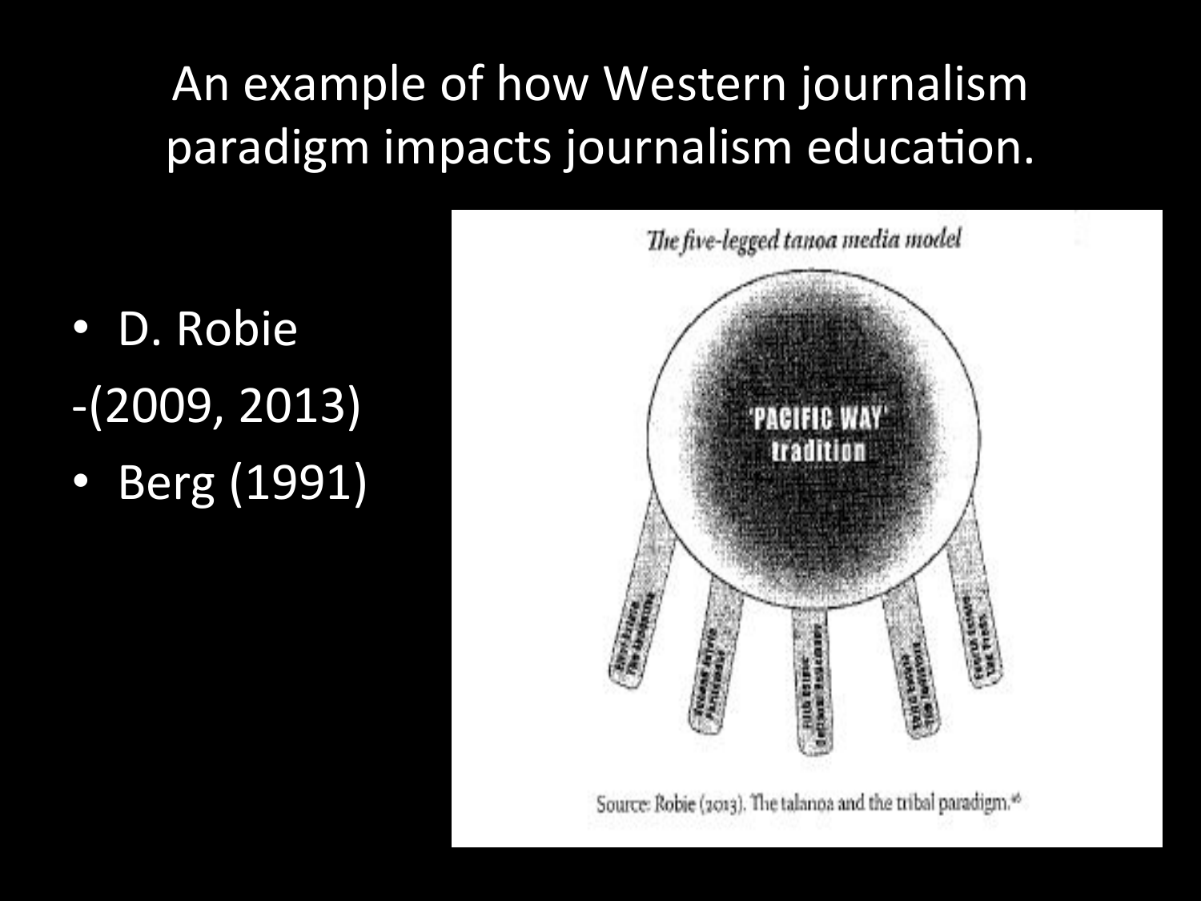# An example of how Western journalism paradigm impacts journalism education.

- D. Robie

-(2009, 2013)

- Berg (1991)

*The five-legged tanoa media model*

'PACIFIC WAY' tradition

Source: Robie (2013). The talanoa and the tribal paradigm.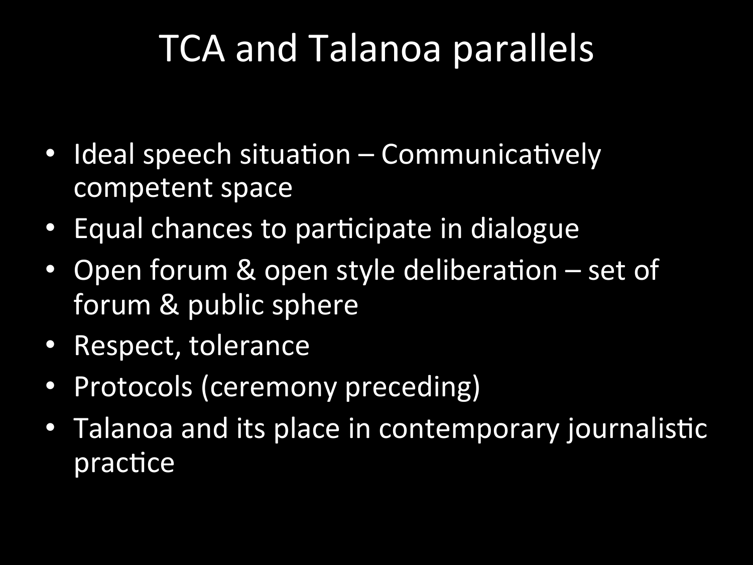# TCA and Talanoa parallels

- Ideal speech situation – Communicatively competent space
- Equal chances to participate in dialogue
- Open forum & open style deliberation – set of forum & public sphere
- Respect, tolerance
- Protocols (ceremony preceding)
- Talanoa and its place in contemporary journalistic practice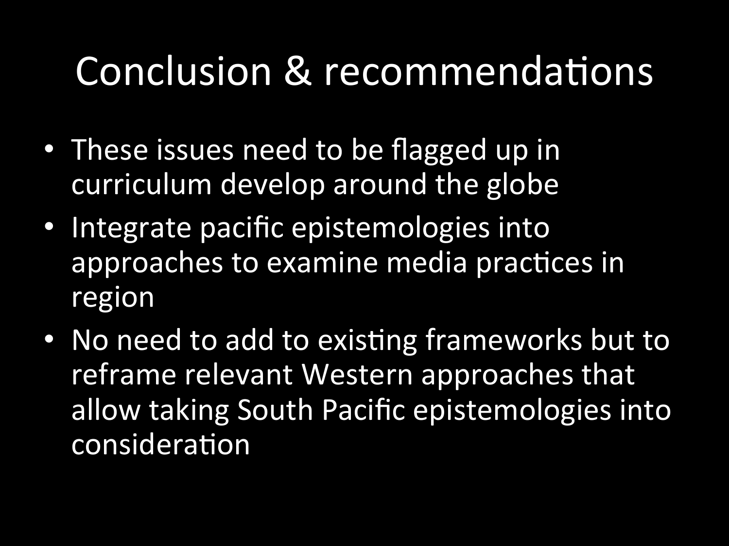# Conclusion & recommendations

- These issues need to be flagged up in curriculum develop around the globe
- Integrate pacific epistemologies into approaches to examine media practices in region
- No need to add to existing frameworks but to reframe relevant Western approaches that allow taking South Pacific epistemologies into consideration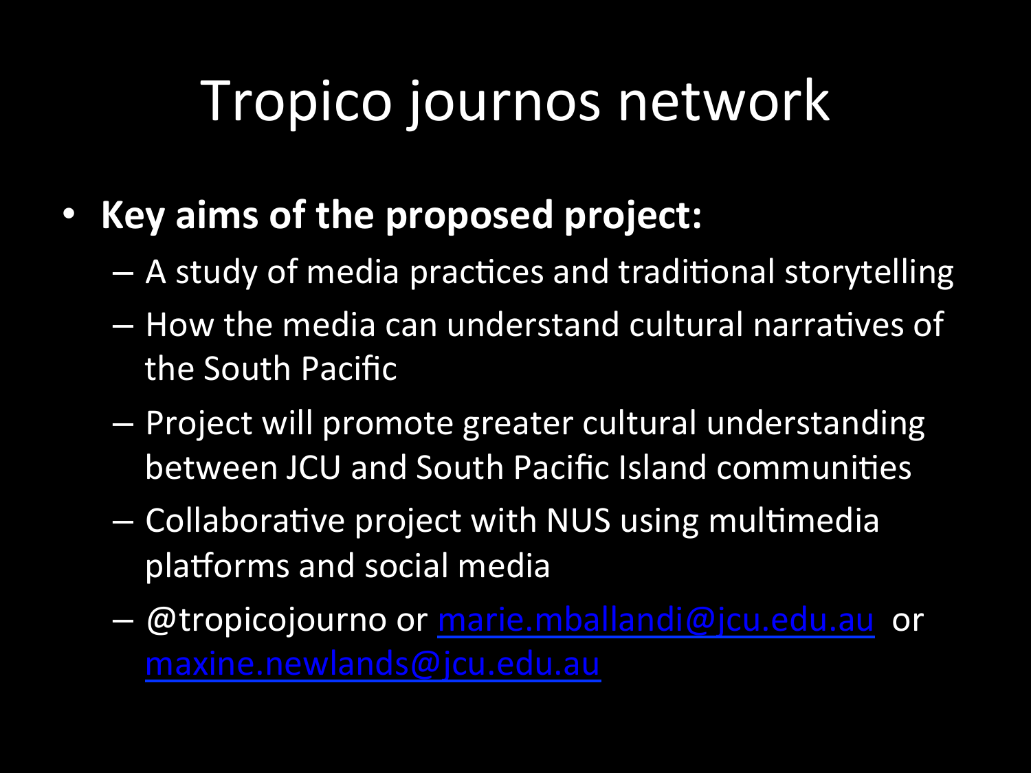# Tropico journos network

- **Key aims of the proposed project:**
  - A study of media practices and traditional storytelling
  - How the media can understand cultural narratives of the South Pacific
  - Project will promote greater cultural understanding between JCU and South Pacific Island communities
  - Collaborative project with NUS using multimedia platforms and social media
  - @tropicojourno or marie.mballandi@jcu.edu.au or maxine.newlands@jcu.edu.au